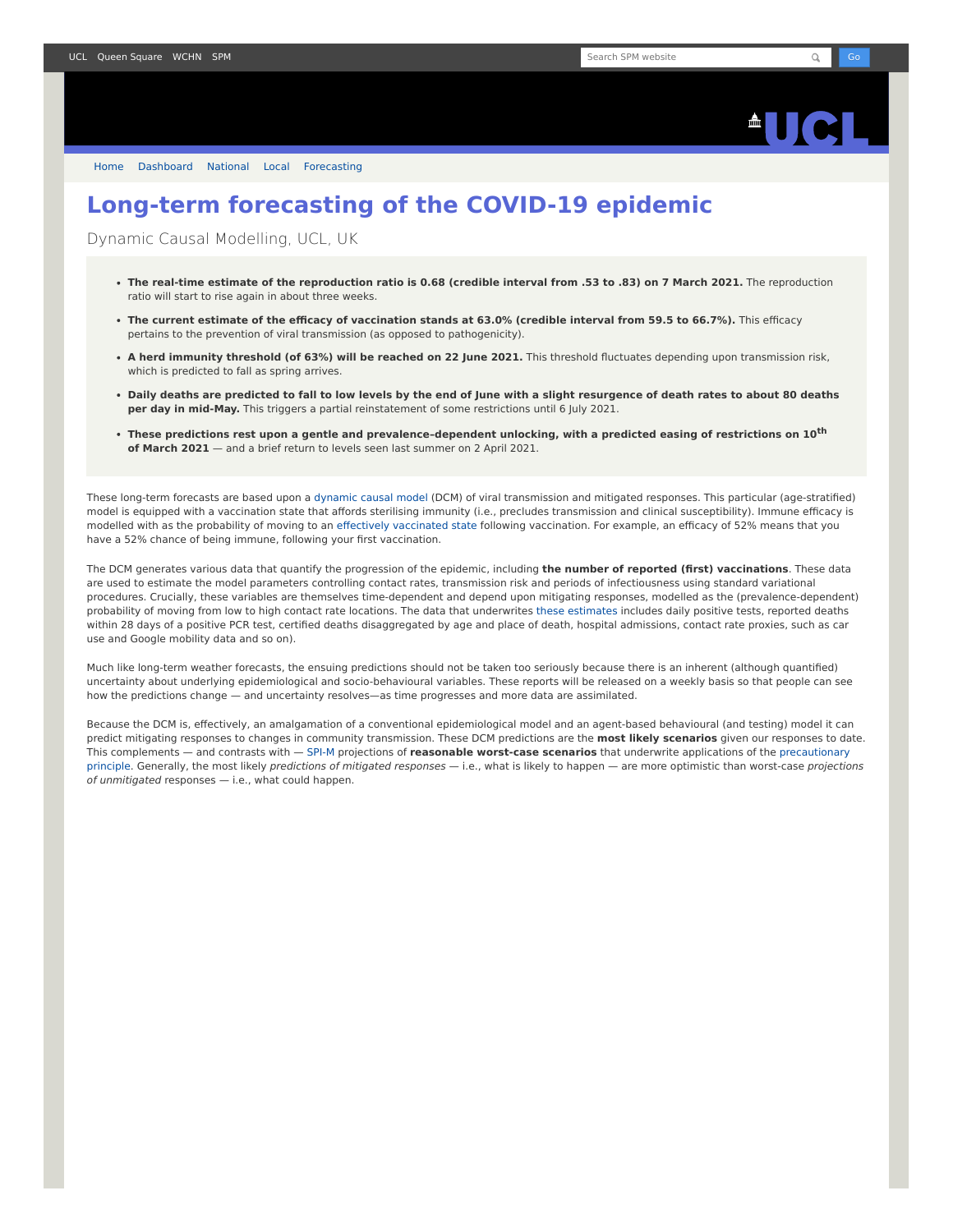# Long-term forecasting of the COVID-19 epidemic

Dynamic Causal Modelling, UCL, UK

- **The real-time estimate of the reproduction ratio is 0.68 (credible interval from .53 to .83) on 7 March 2021.** The reproduction ratio will start to rise again in about three weeks.
- **The current estimate of the efficacy of vaccination stands at 63.0% (credible interval from 59.5 to 66.7%).** This efficacy pertains to the prevention of viral transmission (as opposed to pathogenicity).
- **A herd immunity threshold (of 63%) will be reached on 22 June 2021.** This threshold fluctuates depending upon transmission risk, which is predicted to fall as spring arrives.
- **Daily deaths are predicted to fall to low levels by the end of June with a slight resurgence of death rates to about 80 deaths per day in mid-May.** This triggers a partial reinstatement of some restrictions until 6 July 2021.
- **These predictions rest upon a gentle and prevalence-dependent unlocking, with a predicted easing of restrictions on 10th of March 2021** — and a brief return to levels seen last summer on 2 April 2021.

These long-term forecasts are based upon a dynamic causal model (DCM) of viral transmission and mitigated responses. This particular (age-stratified) model is equipped with a vaccination state that affords sterilising immunity (i.e., precludes transmission and clinical susceptibility). Immune efficacy is modelled with as the probability of moving to an effectively vaccinated state following vaccination. For example, an efficacy of 52% means that you have a 52% chance of being immune, following your first vaccination.

The DCM generates various data that quantify the progression of the epidemic, including **the number of reported (first) vaccinations**. These data are used to estimate the model parameters controlling contact rates, transmission risk and periods of infectiousness using standard variational procedures. Crucially, these variables are themselves time-dependent and depend upon mitigating responses, modelled as the (prevalence-dependent) probability of moving from low to high contact rate locations. The data that underwrites these estimates includes daily positive tests, reported deaths within 28 days of a positive PCR test, certified deaths disaggregated by age and place of death, hospital admissions, contact rate proxies, such as car use and Google mobility data and so on).

Much like long-term weather forecasts, the ensuing predictions should not be taken too seriously because there is an inherent (although quantified) uncertainty about underlying epidemiological and socio-behavioural variables. These reports will be released on a weekly basis so that people can see how the predictions change — and uncertainty resolves—as time progresses and more data are assimilated.

Because the DCM is, effectively, an amalgamation of a conventional epidemiological model and an agent-based behavioural (and testing) model it can predict mitigating responses to changes in community transmission. These DCM predictions are the **most likely scenarios** given our responses to date. This complements — and contrasts with — SPI-M projections of **reasonable worst-case scenarios** that underwrite applications of the precautionary principle. Generally, the most likely *predictions of mitigated responses* — i.e., what is likely to happen — are more optimistic than worst-case *projections of unmitigated* responses — i.e., what could happen.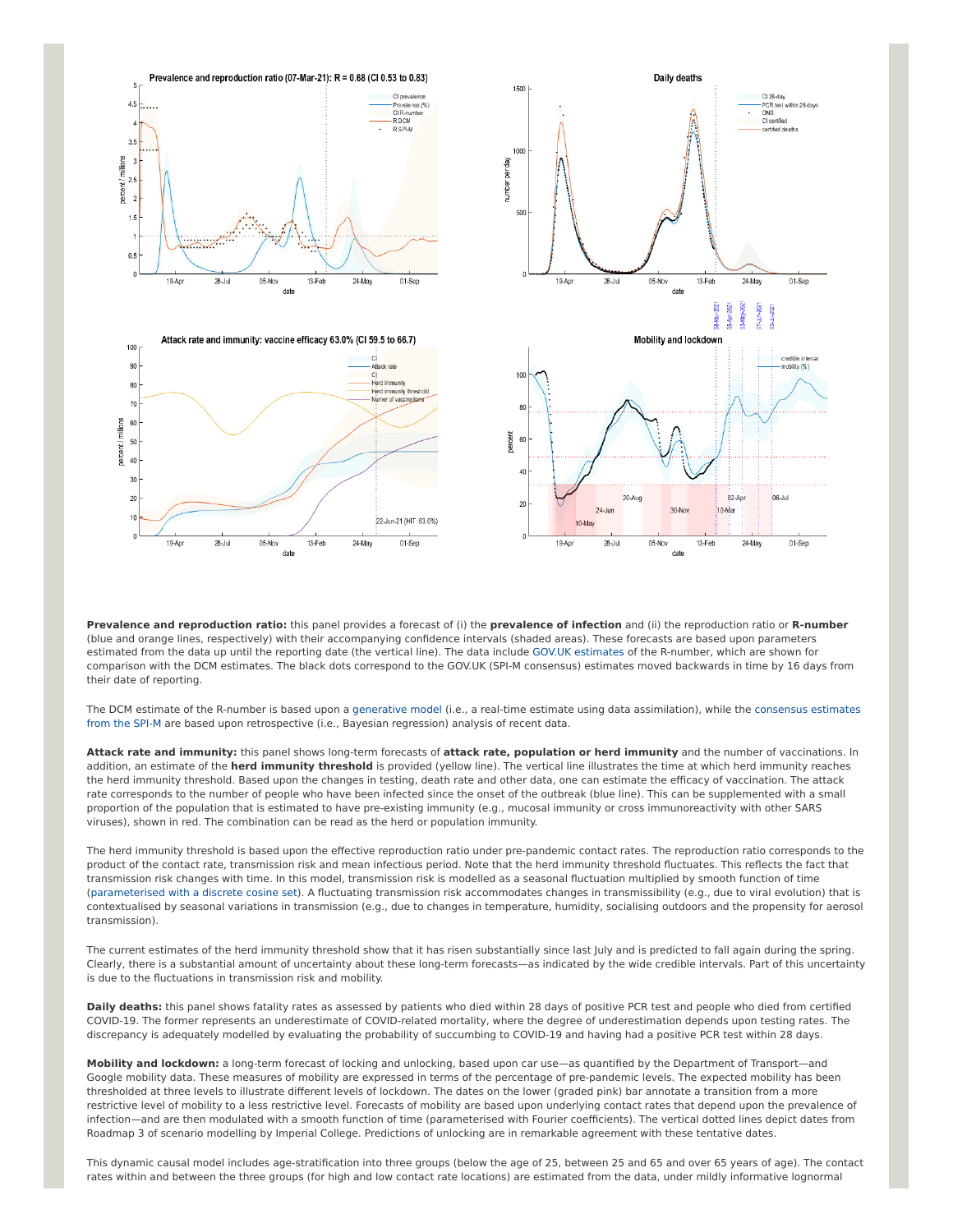**Prevalence and reproduction ratio:** this panel provides a forecast of (i) the **prevalence of infection** and (ii) the reproduction ratio or **R-number** (blue and orange lines, respectively) with their accompanying confidence intervals (shaded areas). These forecasts are based upon parameters estimated from the data up until the reporting date (the vertical line). The data include GOV.UK estimates of the R-number, which are shown for comparison with the DCM estimates. The black dots correspond to the GOV.UK (SPI-M consensus) estimates moved backwards in time by 16 days from their date of reporting.

The DCM estimate of the R-number is based upon a generative model (i.e., a real-time estimate using data assimilation), while the consensus estimates from the SPI-M are based upon retrospective (i.e., Bayesian regression) analysis of recent data.

**Attack rate and immunity:** this panel shows long-term forecasts of **attack rate, population or herd immunity** and the number of vaccinations. In addition, an estimate of the **herd immunity threshold** is provided (yellow line). The vertical line illustrates the time at which herd immunity reaches the herd immunity threshold. Based upon the changes in testing, death rate and other data, one can estimate the efficacy of vaccination. The attack rate corresponds to the number of people who have been infected since the onset of the outbreak (blue line). This can be supplemented with a small proportion of the population that is estimated to have pre-existing immunity (e.g., mucosal immunity or cross immunoreactivity with other SARS viruses), shown in red. The combination can be read as the herd or population immunity.

The herd immunity threshold is based upon the effective reproduction ratio under pre-pandemic contact rates. The reproduction ratio corresponds to the product of the contact rate, transmission risk and mean infectious period. Note that the herd immunity threshold fluctuates. This reflects the fact that transmission risk changes with time. In this model, transmission risk is modelled as a seasonal fluctuation multiplied by smooth function of time (parameterised with a discrete cosine set). A fluctuating transmission risk accommodates changes in transmissibility (e.g., due to viral evolution) that is contextualised by seasonal variations in transmission (e.g., due to changes in temperature, humidity, socialising outdoors and the propensity for aerosol transmission).

The current estimates of the herd immunity threshold show that it has risen substantially since last July and is predicted to fall again during the spring. Clearly, there is a substantial amount of uncertainty about these long-term forecasts—as indicated by the wide credible intervals. Part of this uncertainty is due to the fluctuations in transmission risk and mobility.

**Daily deaths:** this panel shows fatality rates as assessed by patients who died within 28 days of positive PCR test and people who died from certified COVID-19. The former represents an underestimate of COVID-related mortality, where the degree of underestimation depends upon testing rates. The discrepancy is adequately modelled by evaluating the probability of succumbing to COVID-19 and having had a positive PCR test within 28 days.

**Mobility and lockdown:** a long-term forecast of locking and unlocking, based upon car use—as quantified by the Department of Transport—and Google mobility data. These measures of mobility are expressed in terms of the percentage of pre-pandemic levels. The expected mobility has been thresholded at three levels to illustrate different levels of lockdown. The dates on the lower (graded pink) bar annotate a transition from a more restrictive level of mobility to a less restrictive level. Forecasts of mobility are based upon underlying contact rates that depend upon the prevalence of infection—and are then modulated with a smooth function of time (parameterised with Fourier coefficients). The vertical dotted lines depict dates from Roadmap 3 of scenario modelling by Imperial College. Predictions of unlocking are in remarkable agreement with these tentative dates.

This dynamic causal model includes age-stratification into three groups (below the age of 25, between 25 and 65 and over 65 years of age). The contact rates within and between the three groups (for high and low contact rate locations) are estimated from the data, under mildly informative lognormal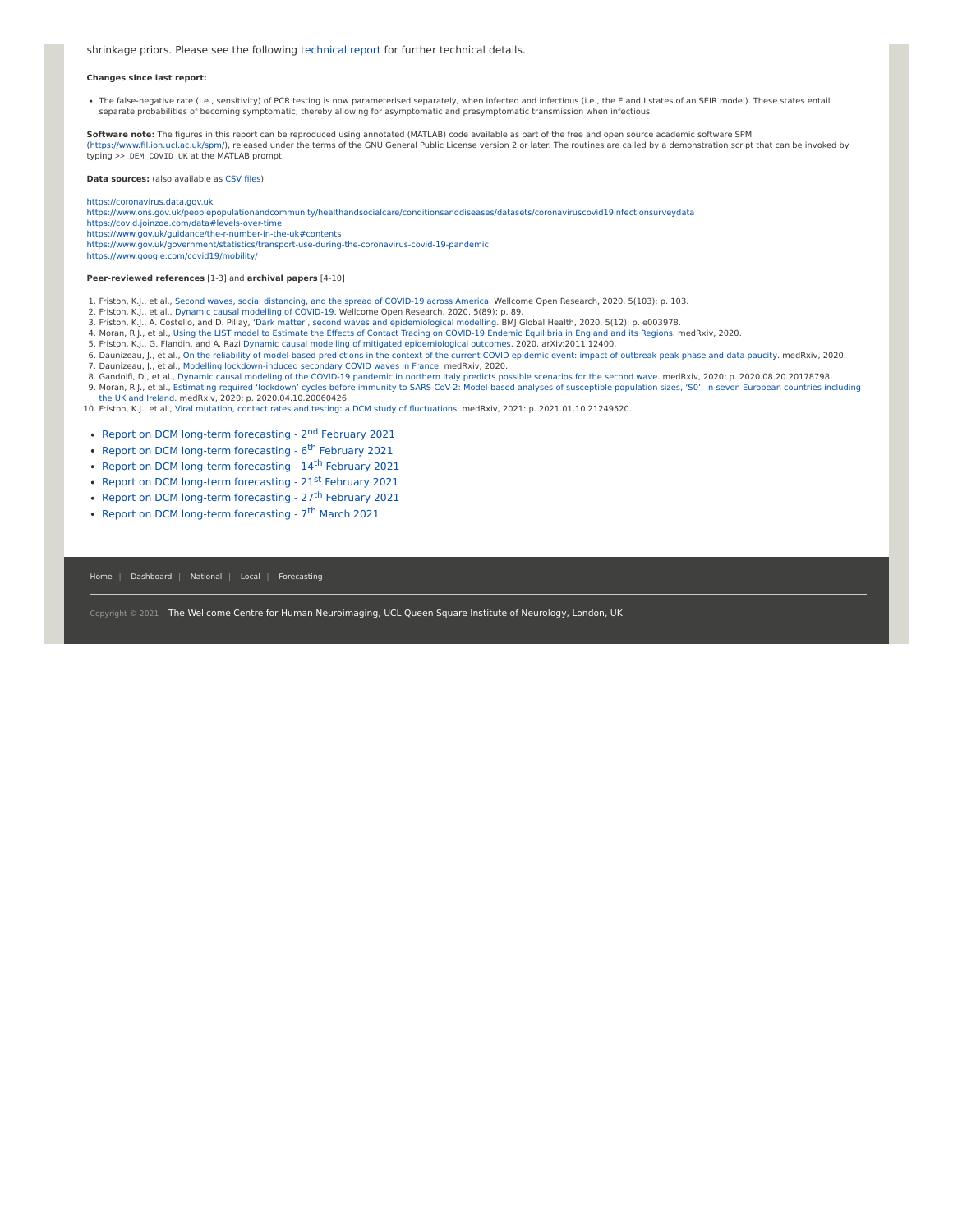shrinkage priors. Please see the following technical report for further technical details.

**Changes since last report:**

- The false-negative rate (i.e., sensitivity) of PCR testing is now parameterised separately, when infected and infectious (i.e., the E and I states of an SEIR model). These states entail separate probabilities of becoming symptomatic; thereby allowing for asymptomatic and presymptomatic transmission when infectious.

**Software note:** The figures in this report can be reproduced using annotated (MATLAB) code available as part of the free and open source academic software SPM (https://www.fil.ion.ucl.ac.uk/spm/), released under the terms of the GNU General Public License version 2 or later. The routines are called by a demonstration script that can be invoked by typing >> `DEM_COVID_UK` at the MATLAB prompt.

**Data sources:** (also available as CSV files)

https://coronavirus.data.gov.uk
https://www.ons.gov.uk/peoplepopulationandcommunity/healthandsocialcare/conditionsanddiseases/datasets/coronaviruscovid19infectionsurveydata
https://covid.joinzoe.com/data#levels-over-time
https://www.gov.uk/guidance/the-r-number-in-the-uk#contents
https://www.gov.uk/government/statistics/transport-use-during-the-coronavirus-covid-19-pandemic
https://www.google.com/covid19/mobility/

**Peer-reviewed references** [1-3] and **archival papers** [4-10]

1. Friston, K.J., et al., Second waves, social distancing, and the spread of COVID-19 across America. Wellcome Open Research, 2020. 5(103): p. 103.
2. Friston, K.J., et al., Dynamic causal modelling of COVID-19. Wellcome Open Research, 2020. 5(89): p. 89.
3. Friston, K.J., A. Costello, and D. Pillay, 'Dark matter', second waves and epidemiological modelling. BMJ Global Health, 2020. 5(12): p. e003978.
4. Moran, R.J., et al., Using the LIST model to Estimate the Effects of Contact Tracing on COVID-19 Endemic Equilibria in England and its Regions. medRxiv, 2020.
5. Friston, K.J., G. Flandin, and A. Razi Dynamic causal modelling of mitigated epidemiological outcomes. 2020. arXiv:2011.12400.
6. Daunizeau, J., et al., On the reliability of model-based predictions in the context of the current COVID epidemic event: impact of outbreak peak phase and data paucity. medRxiv, 2020.
7. Daunizeau, J., et al., Modelling lockdown-induced secondary COVID waves in France. medRxiv, 2020.
8. Gandolfi, D., et al., Dynamic causal modeling of the COVID-19 pandemic in northern Italy predicts possible scenarios for the second wave. medRxiv, 2020: p. 2020.08.20.20178798.
9. Moran, R.J., et al., Estimating required 'lockdown' cycles before immunity to SARS-CoV-2: Model-based analyses of susceptible population sizes, 'S0', in seven European countries including the UK and Ireland. medRxiv, 2020: p. 2020.04.10.20060426.
10. Friston, K.J., et al., Viral mutation, contact rates and testing: a DCM study of fluctuations. medRxiv, 2021: p. 2021.01.10.21249520.

- Report on DCM long-term forecasting - 2nd February 2021
- Report on DCM long-term forecasting - 6th February 2021
- Report on DCM long-term forecasting - 14th February 2021
- Report on DCM long-term forecasting - 21st February 2021
- Report on DCM long-term forecasting - 27th February 2021
- Report on DCM long-term forecasting - 7th March 2021

Home | Dashboard | National | Local | Forecasting

Copyright © 2021 The Wellcome Centre for Human Neuroimaging, UCL Queen Square Institute of Neurology, London, UK